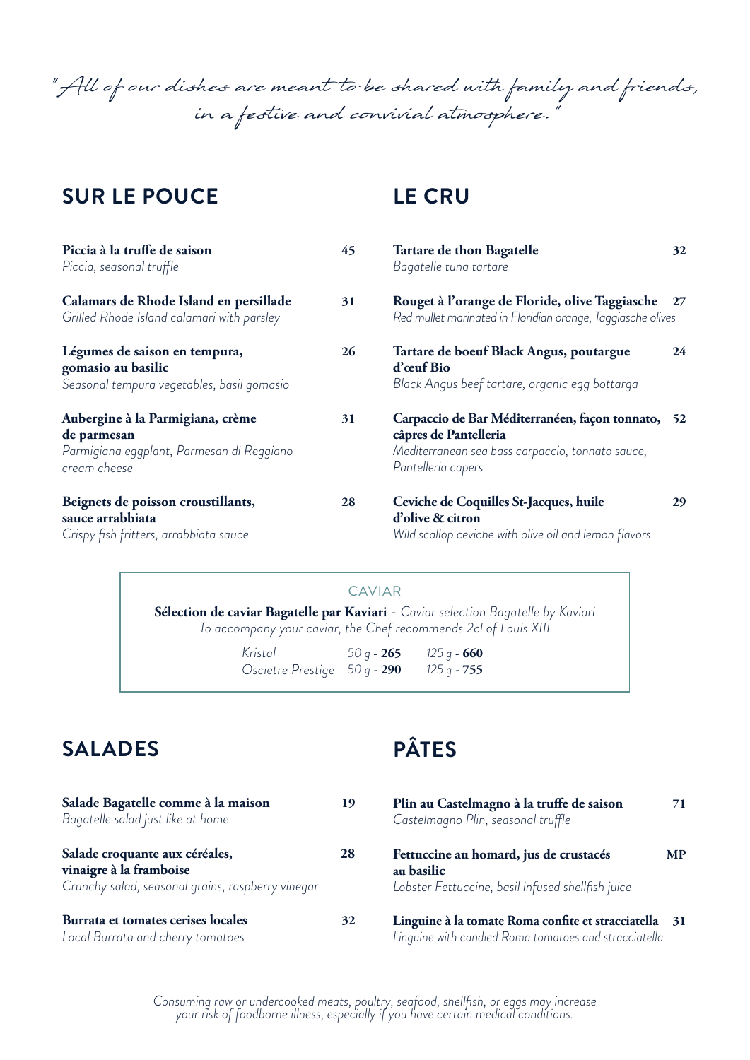*"All of our dishes are meant to be shared with family and friends, in a festive and convivial atmosphere."*

## SUR LE POUCE

**Piccia à la truffe de saison** — **45**
*Piccia, seasonal truffle*

**Calamars de Rhode Island en persillade** — **31**
*Grilled Rhode Island calamari with parsley*

**Légumes de saison en tempura, gomasio au basilic** — **26**
*Seasonal tempura vegetables, basil gomasio*

**Aubergine à la Parmigiana, crème de parmesan** — **31**
*Parmigiana eggplant, Parmesan di Reggiano cream cheese*

**Beignets de poisson croustillants, sauce arrabbiata** — **28**
*Crispy fish fritters, arrabbiata sauce*

## LE CRU

**Tartare de thon Bagatelle** — **32**
*Bagatelle tuna tartare*

**Rouget à l'orange de Floride, olive Taggiasche** — **27**
*Red mullet marinated in Floridian orange, Taggiasche olives*

**Tartare de boeuf Black Angus, poutargue d'œuf Bio** — **24**
*Black Angus beef tartare, organic egg bottarga*

**Carpaccio de Bar Méditerranéen, façon tonnato, câpres de Pantelleria** — **52**
*Mediterranean sea bass carpaccio, tonnato sauce, Pantelleria capers*

**Ceviche de Coquilles St-Jacques, huile d'olive & citron** — **29**
*Wild scallop ceviche with olive oil and lemon flavors*

### CAVIAR

**Sélection de caviar Bagatelle par Kaviari** - *Caviar selection Bagatelle by Kaviari*
*To accompany your caviar, the Chef recommends 2cl of Louis XIII*

| | | |
|---|---|---|
| *Kristal* | *50 g* - **265** | *125 g* - **660** |
| *Oscietre Prestige* | *50 g* - **290** | *125 g* - **755** |

## SALADES

**Salade Bagatelle comme à la maison** — **19**
*Bagatelle salad just like at home*

**Salade croquante aux céréales, vinaigre à la framboise** — **28**
*Crunchy salad, seasonal grains, raspberry vinegar*

**Burrata et tomates cerises locales** — **32**
*Local Burrata and cherry tomatoes*

## PÂTES

**Plin au Castelmagno à la truffe de saison** — **71**
*Castelmagno Plin, seasonal truffle*

**Fettuccine au homard, jus de crustacés au basilic** — **MP**
*Lobster Fettuccine, basil infused shellfish juice*

**Linguine à la tomate Roma confite et stracciatella** — **31**
*Linguine with candied Roma tomatoes and stracciatella*

*Consuming raw or undercooked meats, poultry, seafood, shellfish, or eggs may increase your risk of foodborne illness, especially if you have certain medical conditions.*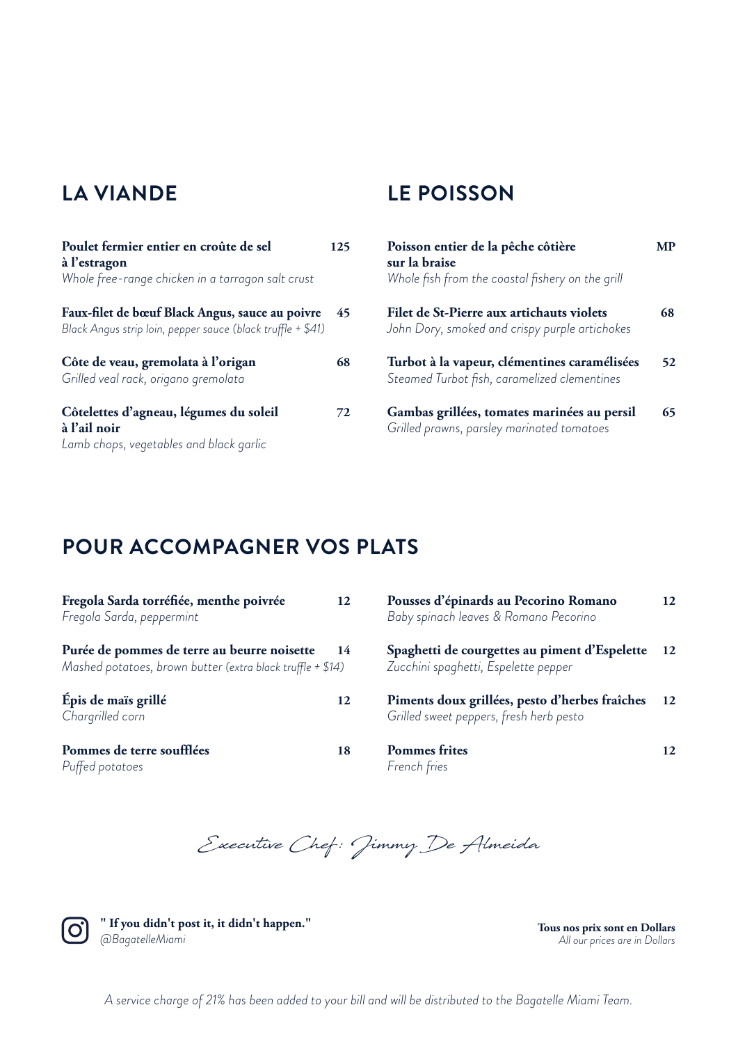## LA VIANDE

**Poulet fermier entier en croûte de sel à l'estragon** **125**
*Whole free-range chicken in a tarragon salt crust*

**Faux-filet de bœuf Black Angus, sauce au poivre** **45**
*Black Angus strip loin, pepper sauce (black truffle + $41)*

**Côte de veau, gremolata à l'origan** **68**
*Grilled veal rack, origano gremolata*

**Côtelettes d'agneau, légumes du soleil à l'ail noir** **72**
*Lamb chops, vegetables and black garlic*

## LE POISSON

**Poisson entier de la pêche côtière sur la braise** **MP**
*Whole fish from the coastal fishery on the grill*

**Filet de St-Pierre aux artichauts violets** **68**
*John Dory, smoked and crispy purple artichokes*

**Turbot à la vapeur, clémentines caramélisées** **52**
*Steamed Turbot fish, caramelized clementines*

**Gambas grillées, tomates marinées au persil** **65**
*Grilled prawns, parsley marinated tomatoes*

## POUR ACCOMPAGNER VOS PLATS

**Fregola Sarda torréfiée, menthe poivrée** **12**
*Fregola Sarda, peppermint*

**Purée de pommes de terre au beurre noisette** **14**
*Mashed potatoes, brown butter (extra black truffle + $14)*

**Épis de maïs grillé** **12**
*Chargrilled corn*

**Pommes de terre soufflées** **18**
*Puffed potatoes*

**Pousses d'épinards au Pecorino Romano** **12**
*Baby spinach leaves & Romano Pecorino*

**Spaghetti de courgettes au piment d'Espelette** **12**
*Zucchini spaghetti, Espelette pepper*

**Piments doux grillées, pesto d'herbes fraîches** **12**
*Grilled sweet peppers, fresh herb pesto*

**Pommes frites** **12**
*French fries*

*Executive Chef: Jimmy De Almeida*

**" If you didn't post it, it didn't happen."**
*@BagatelleMiami*

**Tous nos prix sont en Dollars**
*All our prices are in Dollars*

*A service charge of 21% has been added to your bill and will be distributed to the Bagatelle Miami Team.*